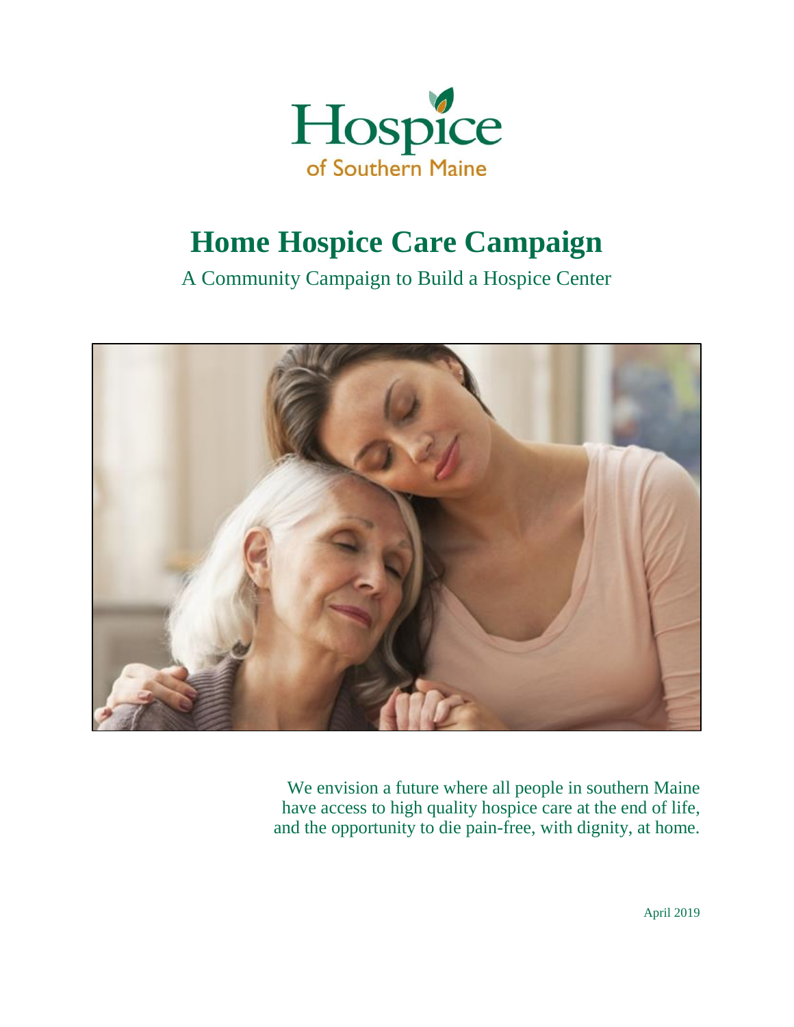Hospice of Southern Maine

# Home Hospice Care Campaign

## A Community Campaign to Build a Hospice Center

We envision a future where all people in southern Maine have access to high quality hospice care at the end of life, and the opportunity to die pain-free, with dignity, at home.

April 2019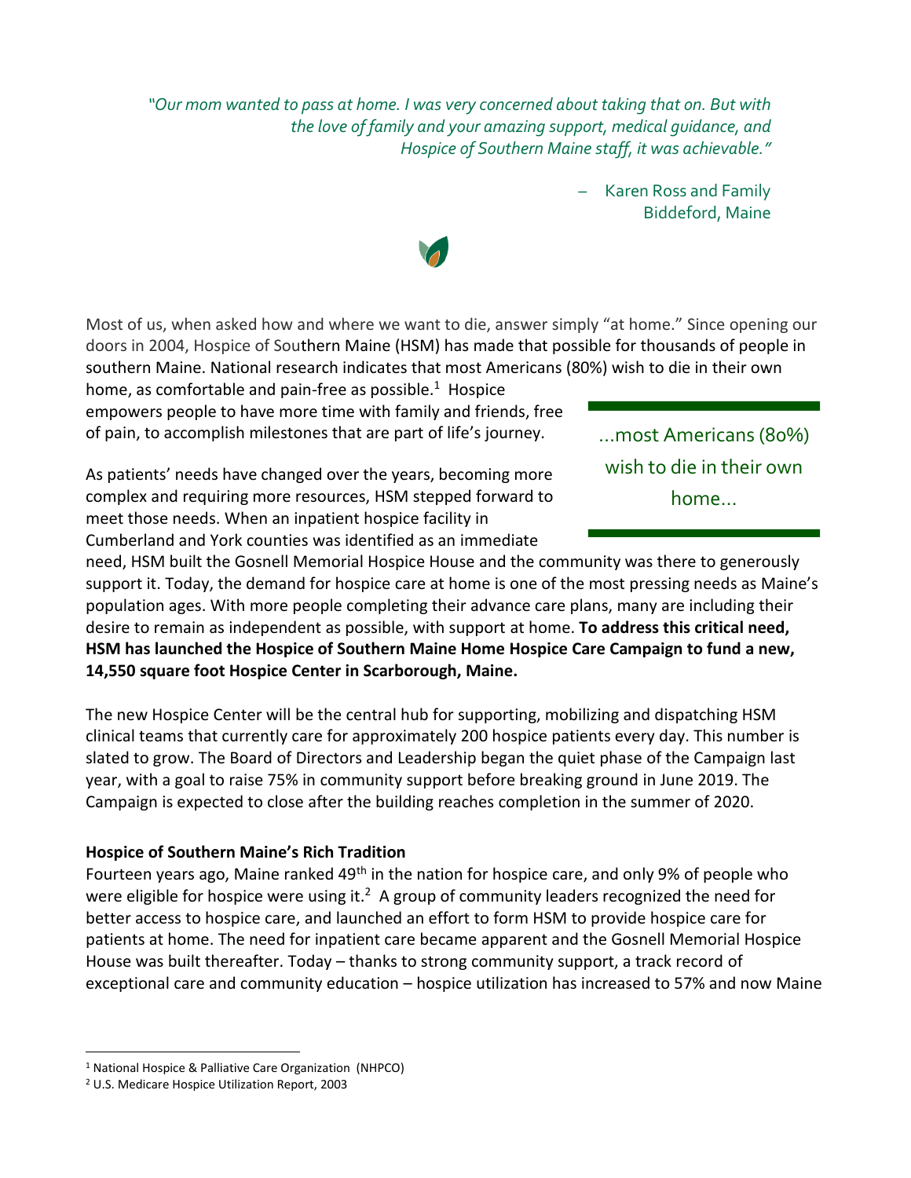*"Our mom wanted to pass at home. I was very concerned about taking that on. But with the love of family and your amazing support, medical guidance, and Hospice of Southern Maine staff, it was achievable."*

– Karen Ross and Family
Biddeford, Maine

Most of us, when asked how and where we want to die, answer simply "at home." Since opening our doors in 2004, Hospice of Southern Maine (HSM) has made that possible for thousands of people in southern Maine. National research indicates that most Americans (80%) wish to die in their own home, as comfortable and pain-free as possible.[1] Hospice empowers people to have more time with family and friends, free of pain, to accomplish milestones that are part of life's journey.

...most Americans (80%) wish to die in their own home...

As patients' needs have changed over the years, becoming more complex and requiring more resources, HSM stepped forward to meet those needs. When an inpatient hospice facility in Cumberland and York counties was identified as an immediate need, HSM built the Gosnell Memorial Hospice House and the community was there to generously support it. Today, the demand for hospice care at home is one of the most pressing needs as Maine's population ages. With more people completing their advance care plans, many are including their desire to remain as independent as possible, with support at home. **To address this critical need, HSM has launched the Hospice of Southern Maine Home Hospice Care Campaign to fund a new, 14,550 square foot Hospice Center in Scarborough, Maine.**

The new Hospice Center will be the central hub for supporting, mobilizing and dispatching HSM clinical teams that currently care for approximately 200 hospice patients every day. This number is slated to grow. The Board of Directors and Leadership began the quiet phase of the Campaign last year, with a goal to raise 75% in community support before breaking ground in June 2019. The Campaign is expected to close after the building reaches completion in the summer of 2020.

**Hospice of Southern Maine's Rich Tradition**

Fourteen years ago, Maine ranked 49th in the nation for hospice care, and only 9% of people who were eligible for hospice were using it.[2] A group of community leaders recognized the need for better access to hospice care, and launched an effort to form HSM to provide hospice care for patients at home. The need for inpatient care became apparent and the Gosnell Memorial Hospice House was built thereafter. Today – thanks to strong community support, a track record of exceptional care and community education – hospice utilization has increased to 57% and now Maine

[1] National Hospice & Palliative Care Organization (NHPCO)
[2] U.S. Medicare Hospice Utilization Report, 2003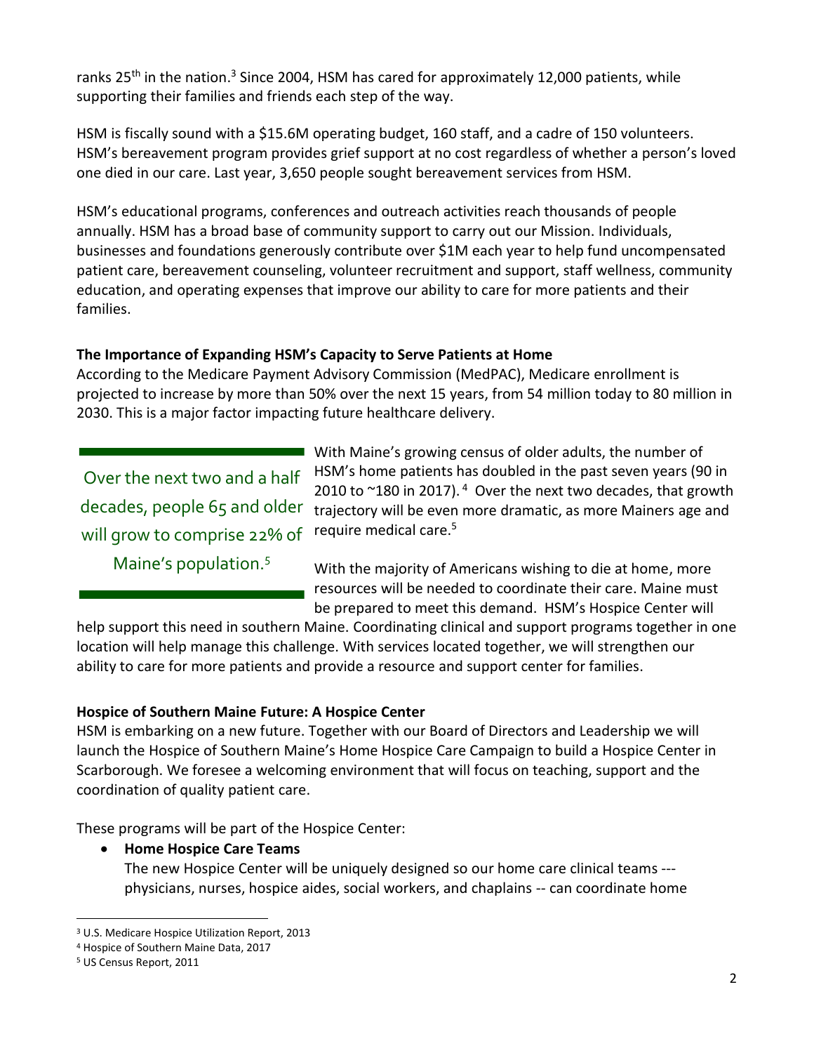ranks 25th in the nation.[3] Since 2004, HSM has cared for approximately 12,000 patients, while supporting their families and friends each step of the way.

HSM is fiscally sound with a $15.6M operating budget, 160 staff, and a cadre of 150 volunteers. HSM's bereavement program provides grief support at no cost regardless of whether a person's loved one died in our care. Last year, 3,650 people sought bereavement services from HSM.

HSM's educational programs, conferences and outreach activities reach thousands of people annually. HSM has a broad base of community support to carry out our Mission. Individuals, businesses and foundations generously contribute over $1M each year to help fund uncompensated patient care, bereavement counseling, volunteer recruitment and support, staff wellness, community education, and operating expenses that improve our ability to care for more patients and their families.

**The Importance of Expanding HSM's Capacity to Serve Patients at Home**

According to the Medicare Payment Advisory Commission (MedPAC), Medicare enrollment is projected to increase by more than 50% over the next 15 years, from 54 million today to 80 million in 2030. This is a major factor impacting future healthcare delivery.

> Over the next two and a half decades, people 65 and older will grow to comprise 22% of Maine's population.[5]

With Maine's growing census of older adults, the number of HSM's home patients has doubled in the past seven years (90 in 2010 to ~180 in 2017).[4] Over the next two decades, that growth trajectory will be even more dramatic, as more Mainers age and require medical care.[5]

With the majority of Americans wishing to die at home, more resources will be needed to coordinate their care. Maine must be prepared to meet this demand. HSM's Hospice Center will help support this need in southern Maine. Coordinating clinical and support programs together in one location will help manage this challenge. With services located together, we will strengthen our ability to care for more patients and provide a resource and support center for families.

**Hospice of Southern Maine Future: A Hospice Center**

HSM is embarking on a new future. Together with our Board of Directors and Leadership we will launch the Hospice of Southern Maine's Home Hospice Care Campaign to build a Hospice Center in Scarborough. We foresee a welcoming environment that will focus on teaching, support and the coordination of quality patient care.

These programs will be part of the Hospice Center:

- **Home Hospice Care Teams**
  The new Hospice Center will be uniquely designed so our home care clinical teams --- physicians, nurses, hospice aides, social workers, and chaplains -- can coordinate home

---

[3] U.S. Medicare Hospice Utilization Report, 2013
[4] Hospice of Southern Maine Data, 2017
[5] US Census Report, 2011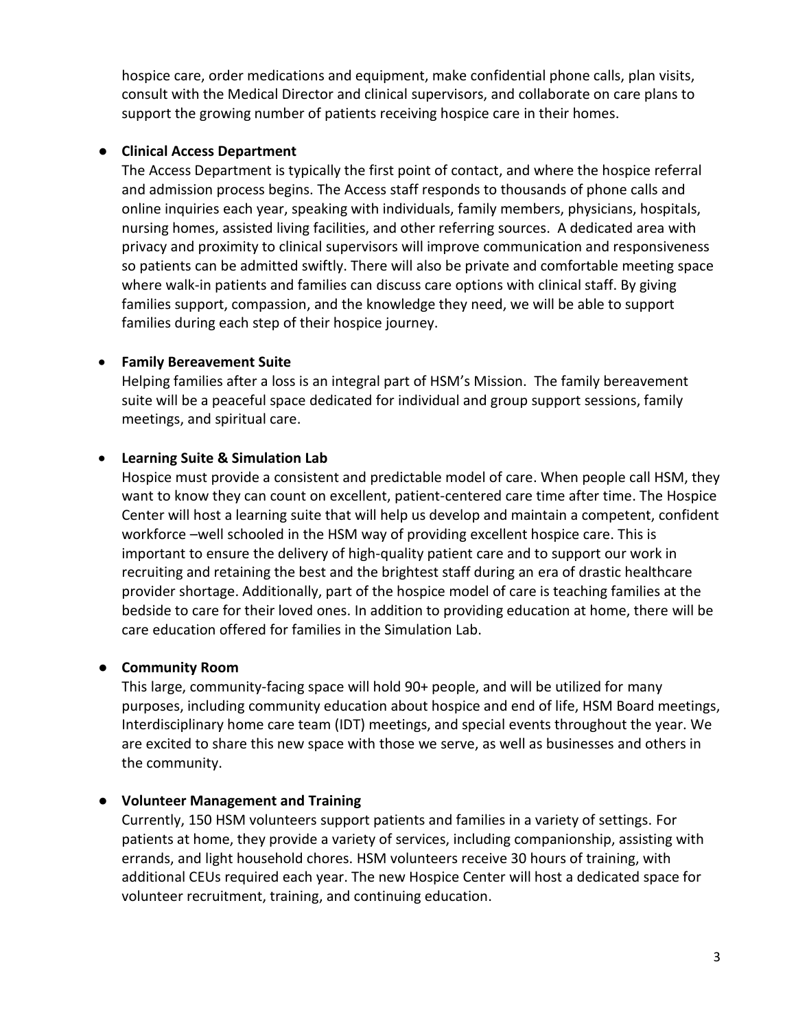hospice care, order medications and equipment, make confidential phone calls, plan visits, consult with the Medical Director and clinical supervisors, and collaborate on care plans to support the growing number of patients receiving hospice care in their homes.

- **Clinical Access Department**
  The Access Department is typically the first point of contact, and where the hospice referral and admission process begins. The Access staff responds to thousands of phone calls and online inquiries each year, speaking with individuals, family members, physicians, hospitals, nursing homes, assisted living facilities, and other referring sources. A dedicated area with privacy and proximity to clinical supervisors will improve communication and responsiveness so patients can be admitted swiftly. There will also be private and comfortable meeting space where walk-in patients and families can discuss care options with clinical staff. By giving families support, compassion, and the knowledge they need, we will be able to support families during each step of their hospice journey.

- **Family Bereavement Suite**
  Helping families after a loss is an integral part of HSM's Mission. The family bereavement suite will be a peaceful space dedicated for individual and group support sessions, family meetings, and spiritual care.

- **Learning Suite & Simulation Lab**
  Hospice must provide a consistent and predictable model of care. When people call HSM, they want to know they can count on excellent, patient-centered care time after time. The Hospice Center will host a learning suite that will help us develop and maintain a competent, confident workforce –well schooled in the HSM way of providing excellent hospice care. This is important to ensure the delivery of high-quality patient care and to support our work in recruiting and retaining the best and the brightest staff during an era of drastic healthcare provider shortage. Additionally, part of the hospice model of care is teaching families at the bedside to care for their loved ones. In addition to providing education at home, there will be care education offered for families in the Simulation Lab.

- **Community Room**
  This large, community-facing space will hold 90+ people, and will be utilized for many purposes, including community education about hospice and end of life, HSM Board meetings, Interdisciplinary home care team (IDT) meetings, and special events throughout the year. We are excited to share this new space with those we serve, as well as businesses and others in the community.

- **Volunteer Management and Training**
  Currently, 150 HSM volunteers support patients and families in a variety of settings. For patients at home, they provide a variety of services, including companionship, assisting with errands, and light household chores. HSM volunteers receive 30 hours of training, with additional CEUs required each year. The new Hospice Center will host a dedicated space for volunteer recruitment, training, and continuing education.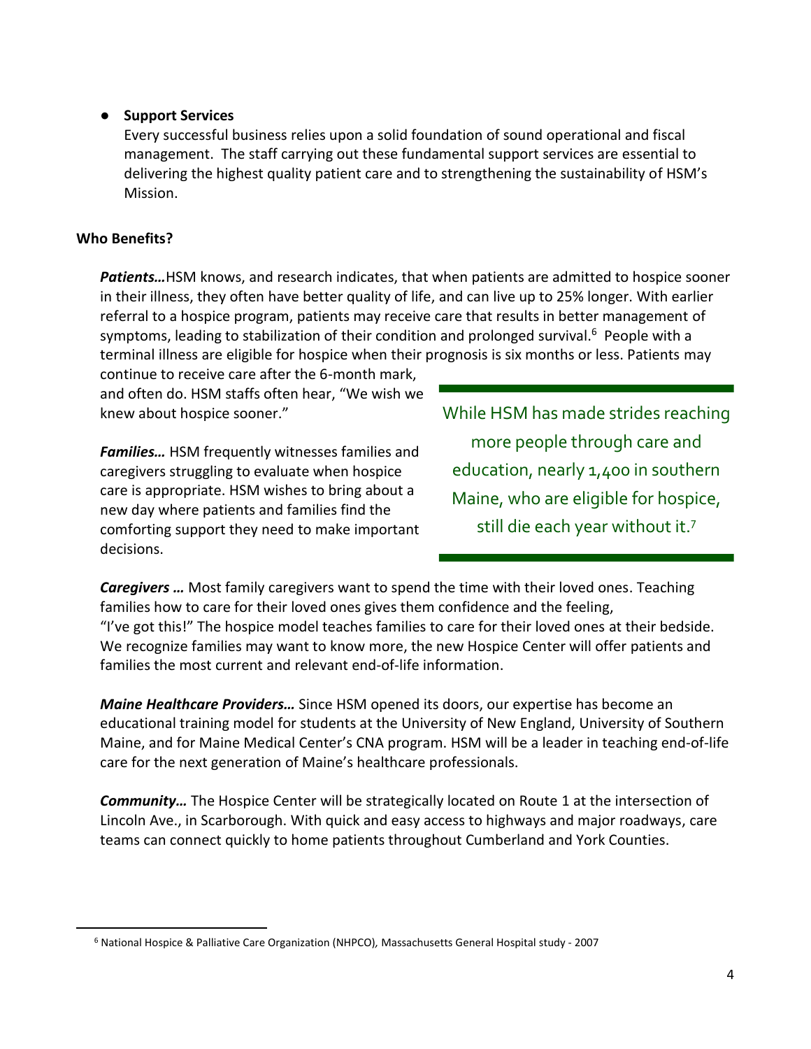- **Support Services**
  Every successful business relies upon a solid foundation of sound operational and fiscal management. The staff carrying out these fundamental support services are essential to delivering the highest quality patient care and to strengthening the sustainability of HSM's Mission.

**Who Benefits?**

***Patients…*** HSM knows, and research indicates, that when patients are admitted to hospice sooner in their illness, they often have better quality of life, and can live up to 25% longer. With earlier referral to a hospice program, patients may receive care that results in better management of symptoms, leading to stabilization of their condition and prolonged survival.[6] People with a terminal illness are eligible for hospice when their prognosis is six months or less. Patients may continue to receive care after the 6-month mark, and often do. HSM staffs often hear, "We wish we knew about hospice sooner."

***Families…*** HSM frequently witnesses families and caregivers struggling to evaluate when hospice care is appropriate. HSM wishes to bring about a new day where patients and families find the comforting support they need to make important decisions.

While HSM has made strides reaching more people through care and education, nearly 1,400 in southern Maine, who are eligible for hospice, still die each year without it.[7]

***Caregivers …*** Most family caregivers want to spend the time with their loved ones. Teaching families how to care for their loved ones gives them confidence and the feeling, "I've got this!" The hospice model teaches families to care for their loved ones at their bedside. We recognize families may want to know more, the new Hospice Center will offer patients and families the most current and relevant end-of-life information.

***Maine Healthcare Providers…*** Since HSM opened its doors, our expertise has become an educational training model for students at the University of New England, University of Southern Maine, and for Maine Medical Center's CNA program. HSM will be a leader in teaching end-of-life care for the next generation of Maine's healthcare professionals.

***Community…*** The Hospice Center will be strategically located on Route 1 at the intersection of Lincoln Ave., in Scarborough. With quick and easy access to highways and major roadways, care teams can connect quickly to home patients throughout Cumberland and York Counties.

[6] National Hospice & Palliative Care Organization (NHPCO), Massachusetts General Hospital study - 2007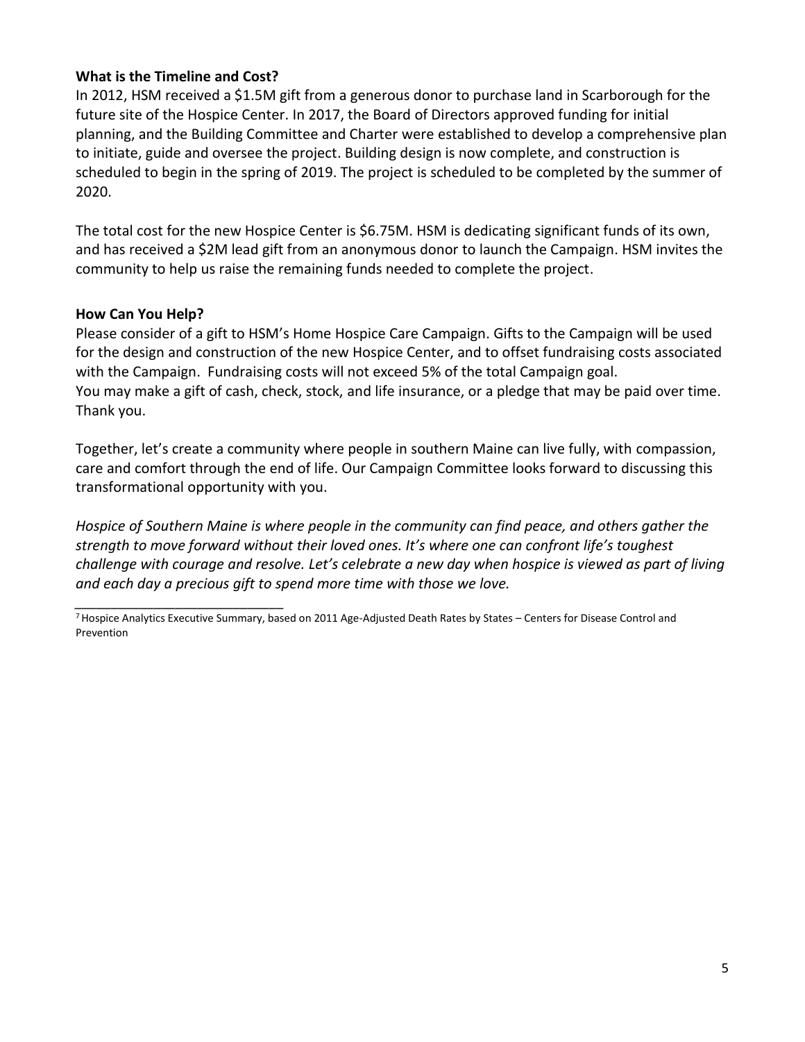**What is the Timeline and Cost?**

In 2012, HSM received a $1.5M gift from a generous donor to purchase land in Scarborough for the future site of the Hospice Center. In 2017, the Board of Directors approved funding for initial planning, and the Building Committee and Charter were established to develop a comprehensive plan to initiate, guide and oversee the project. Building design is now complete, and construction is scheduled to begin in the spring of 2019. The project is scheduled to be completed by the summer of 2020.

The total cost for the new Hospice Center is $6.75M. HSM is dedicating significant funds of its own, and has received a $2M lead gift from an anonymous donor to launch the Campaign. HSM invites the community to help us raise the remaining funds needed to complete the project.

**How Can You Help?**

Please consider of a gift to HSM's Home Hospice Care Campaign. Gifts to the Campaign will be used for the design and construction of the new Hospice Center, and to offset fundraising costs associated with the Campaign. Fundraising costs will not exceed 5% of the total Campaign goal.
You may make a gift of cash, check, stock, and life insurance, or a pledge that may be paid over time. Thank you.

Together, let's create a community where people in southern Maine can live fully, with compassion, care and comfort through the end of life. Our Campaign Committee looks forward to discussing this transformational opportunity with you.

*Hospice of Southern Maine is where people in the community can find peace, and others gather the strength to move forward without their loved ones. It's where one can confront life's toughest challenge with courage and resolve. Let's celebrate a new day when hospice is viewed as part of living and each day a precious gift to spend more time with those we love.*

---

[7] Hospice Analytics Executive Summary, based on 2011 Age-Adjusted Death Rates by States – Centers for Disease Control and Prevention